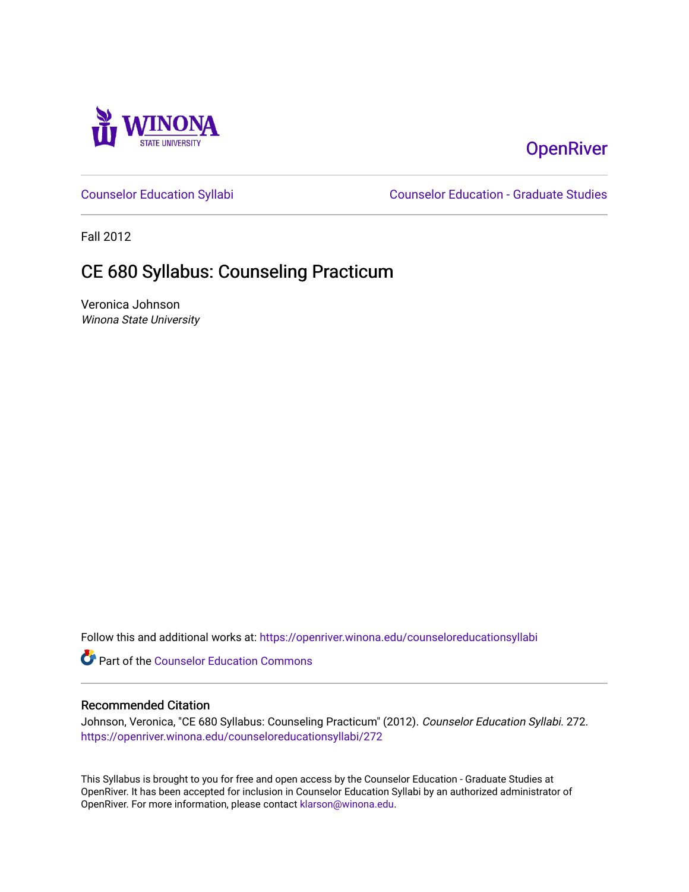OpenRiver

Counselor Education Syllabi

Counselor Education - Graduate Studies

Fall 2012

# CE 680 Syllabus: Counseling Practicum

Veronica Johnson

*Winona State University*

Follow this and additional works at: https://openriver.winona.edu/counseloreducationsyllabi

Part of the Counselor Education Commons

## Recommended Citation

Johnson, Veronica, "CE 680 Syllabus: Counseling Practicum" (2012). *Counselor Education Syllabi*. 272.
https://openriver.winona.edu/counseloreducationsyllabi/272

This Syllabus is brought to you for free and open access by the Counselor Education - Graduate Studies at OpenRiver. It has been accepted for inclusion in Counselor Education Syllabi by an authorized administrator of OpenRiver. For more information, please contact klarson@winona.edu.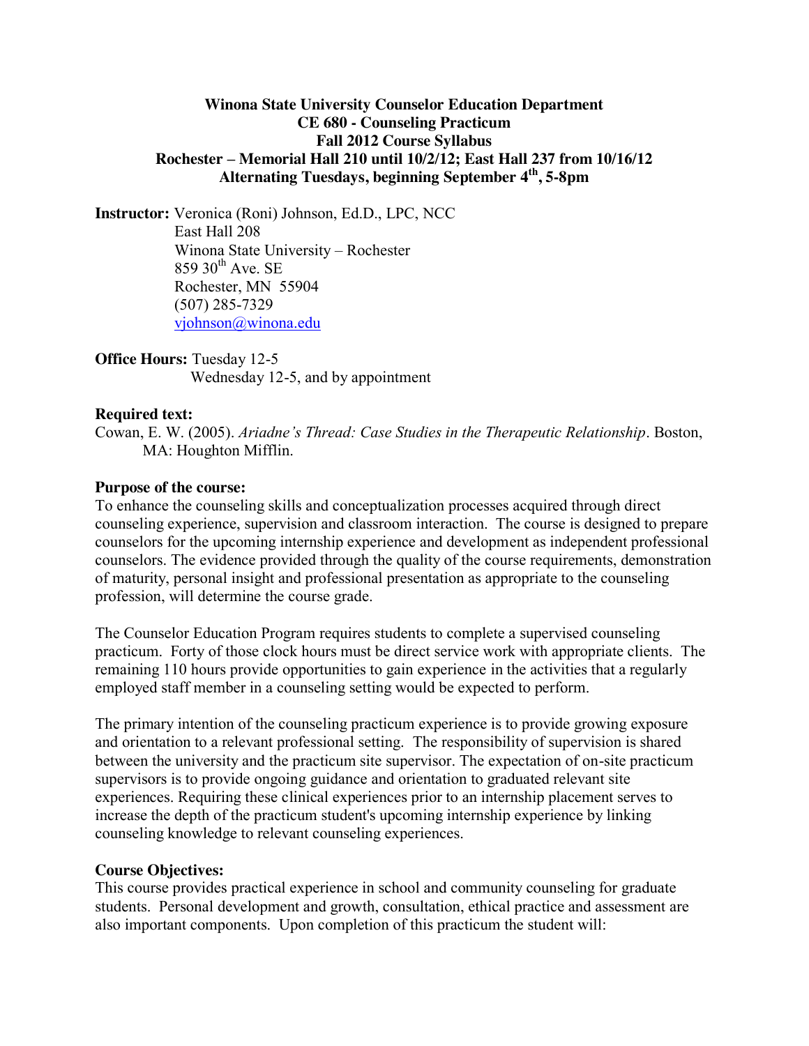**Winona State University Counselor Education Department**
**CE 680 - Counseling Practicum**
**Fall 2012 Course Syllabus**
**Rochester – Memorial Hall 210 until 10/2/12; East Hall 237 from 10/16/12**
**Alternating Tuesdays, beginning September 4th, 5-8pm**

**Instructor:** Veronica (Roni) Johnson, Ed.D., LPC, NCC
East Hall 208
Winona State University – Rochester
859 30th Ave. SE
Rochester, MN 55904
(507) 285-7329
vjohnson@winona.edu

**Office Hours:** Tuesday 12-5
Wednesday 12-5, and by appointment

**Required text:**
Cowan, E. W. (2005). *Ariadne's Thread: Case Studies in the Therapeutic Relationship*. Boston, MA: Houghton Mifflin.

**Purpose of the course:**
To enhance the counseling skills and conceptualization processes acquired through direct counseling experience, supervision and classroom interaction. The course is designed to prepare counselors for the upcoming internship experience and development as independent professional counselors. The evidence provided through the quality of the course requirements, demonstration of maturity, personal insight and professional presentation as appropriate to the counseling profession, will determine the course grade.

The Counselor Education Program requires students to complete a supervised counseling practicum. Forty of those clock hours must be direct service work with appropriate clients. The remaining 110 hours provide opportunities to gain experience in the activities that a regularly employed staff member in a counseling setting would be expected to perform.

The primary intention of the counseling practicum experience is to provide growing exposure and orientation to a relevant professional setting. The responsibility of supervision is shared between the university and the practicum site supervisor. The expectation of on-site practicum supervisors is to provide ongoing guidance and orientation to graduated relevant site experiences. Requiring these clinical experiences prior to an internship placement serves to increase the depth of the practicum student's upcoming internship experience by linking counseling knowledge to relevant counseling experiences.

**Course Objectives:**
This course provides practical experience in school and community counseling for graduate students. Personal development and growth, consultation, ethical practice and assessment are also important components. Upon completion of this practicum the student will: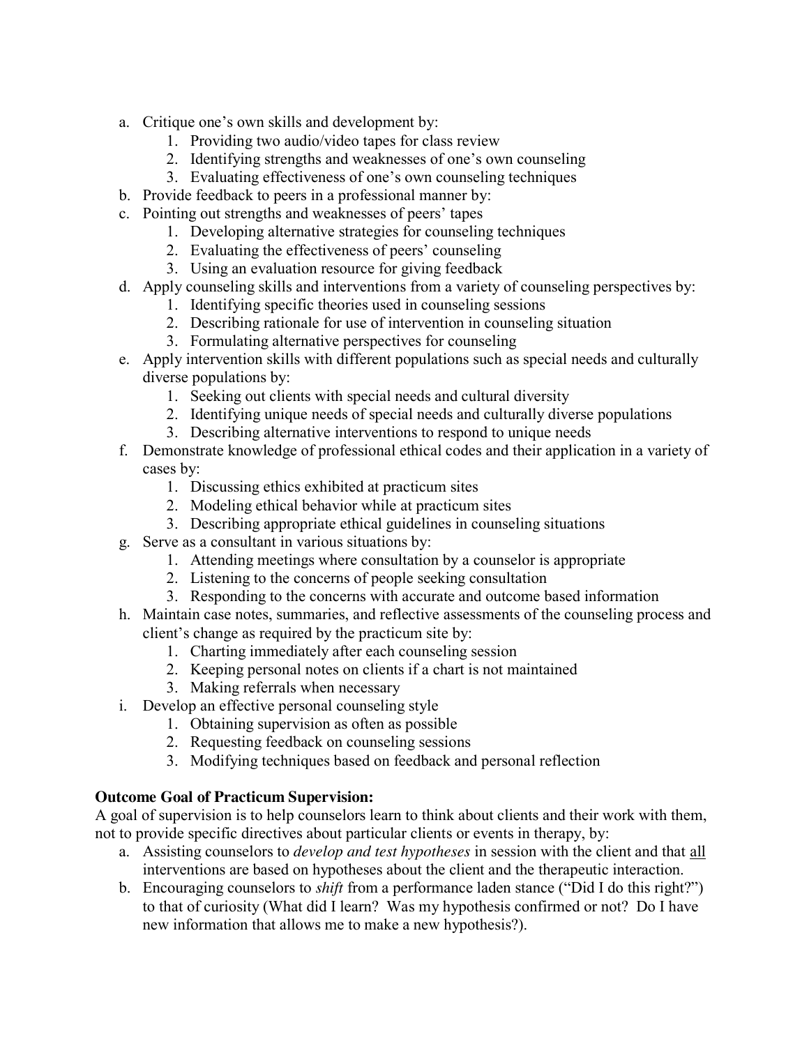a. Critique one's own skills and development by:
    1. Providing two audio/video tapes for class review
    2. Identifying strengths and weaknesses of one's own counseling
    3. Evaluating effectiveness of one's own counseling techniques
b. Provide feedback to peers in a professional manner by:
c. Pointing out strengths and weaknesses of peers' tapes
    1. Developing alternative strategies for counseling techniques
    2. Evaluating the effectiveness of peers' counseling
    3. Using an evaluation resource for giving feedback
d. Apply counseling skills and interventions from a variety of counseling perspectives by:
    1. Identifying specific theories used in counseling sessions
    2. Describing rationale for use of intervention in counseling situation
    3. Formulating alternative perspectives for counseling
e. Apply intervention skills with different populations such as special needs and culturally diverse populations by:
    1. Seeking out clients with special needs and cultural diversity
    2. Identifying unique needs of special needs and culturally diverse populations
    3. Describing alternative interventions to respond to unique needs
f. Demonstrate knowledge of professional ethical codes and their application in a variety of cases by:
    1. Discussing ethics exhibited at practicum sites
    2. Modeling ethical behavior while at practicum sites
    3. Describing appropriate ethical guidelines in counseling situations
g. Serve as a consultant in various situations by:
    1. Attending meetings where consultation by a counselor is appropriate
    2. Listening to the concerns of people seeking consultation
    3. Responding to the concerns with accurate and outcome based information
h. Maintain case notes, summaries, and reflective assessments of the counseling process and client's change as required by the practicum site by:
    1. Charting immediately after each counseling session
    2. Keeping personal notes on clients if a chart is not maintained
    3. Making referrals when necessary
i. Develop an effective personal counseling style
    1. Obtaining supervision as often as possible
    2. Requesting feedback on counseling sessions
    3. Modifying techniques based on feedback and personal reflection

**Outcome Goal of Practicum Supervision:**

A goal of supervision is to help counselors learn to think about clients and their work with them, not to provide specific directives about particular clients or events in therapy, by:

a. Assisting counselors to *develop and test hypotheses* in session with the client and that <u>all</u> interventions are based on hypotheses about the client and the therapeutic interaction.
b. Encouraging counselors to *shift* from a performance laden stance ("Did I do this right?") to that of curiosity (What did I learn? Was my hypothesis confirmed or not? Do I have new information that allows me to make a new hypothesis?).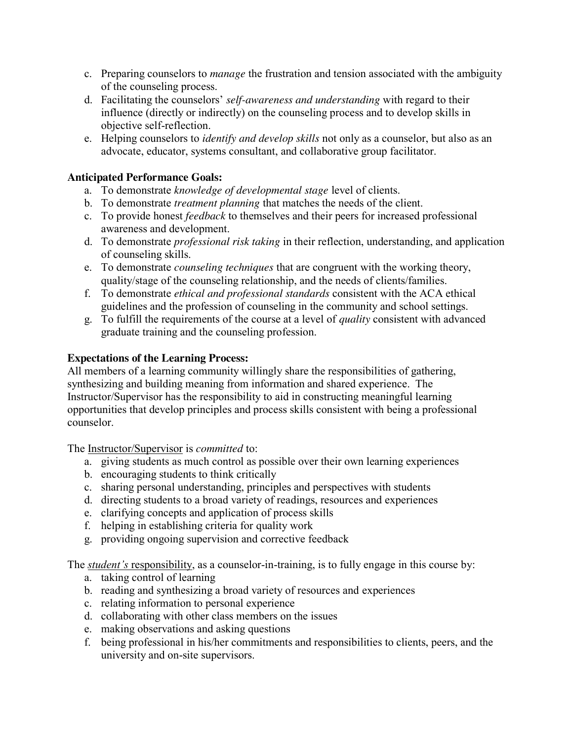c. Preparing counselors to *manage* the frustration and tension associated with the ambiguity of the counseling process.
d. Facilitating the counselors' *self-awareness and understanding* with regard to their influence (directly or indirectly) on the counseling process and to develop skills in objective self-reflection.
e. Helping counselors to *identify and develop skills* not only as a counselor, but also as an advocate, educator, systems consultant, and collaborative group facilitator.

**Anticipated Performance Goals:**

a. To demonstrate *knowledge of developmental stage* level of clients.
b. To demonstrate *treatment planning* that matches the needs of the client.
c. To provide honest *feedback* to themselves and their peers for increased professional awareness and development.
d. To demonstrate *professional risk taking* in their reflection, understanding, and application of counseling skills.
e. To demonstrate *counseling techniques* that are congruent with the working theory, quality/stage of the counseling relationship, and the needs of clients/families.
f. To demonstrate *ethical and professional standards* consistent with the ACA ethical guidelines and the profession of counseling in the community and school settings.
g. To fulfill the requirements of the course at a level of *quality* consistent with advanced graduate training and the counseling profession.

**Expectations of the Learning Process:**

All members of a learning community willingly share the responsibilities of gathering, synthesizing and building meaning from information and shared experience. The Instructor/Supervisor has the responsibility to aid in constructing meaningful learning opportunities that develop principles and process skills consistent with being a professional counselor.

The Instructor/Supervisor is *committed* to:

a. giving students as much control as possible over their own learning experiences
b. encouraging students to think critically
c. sharing personal understanding, principles and perspectives with students
d. directing students to a broad variety of readings, resources and experiences
e. clarifying concepts and application of process skills
f. helping in establishing criteria for quality work
g. providing ongoing supervision and corrective feedback

The *student's* responsibility, as a counselor-in-training, is to fully engage in this course by:

a. taking control of learning
b. reading and synthesizing a broad variety of resources and experiences
c. relating information to personal experience
d. collaborating with other class members on the issues
e. making observations and asking questions
f. being professional in his/her commitments and responsibilities to clients, peers, and the university and on-site supervisors.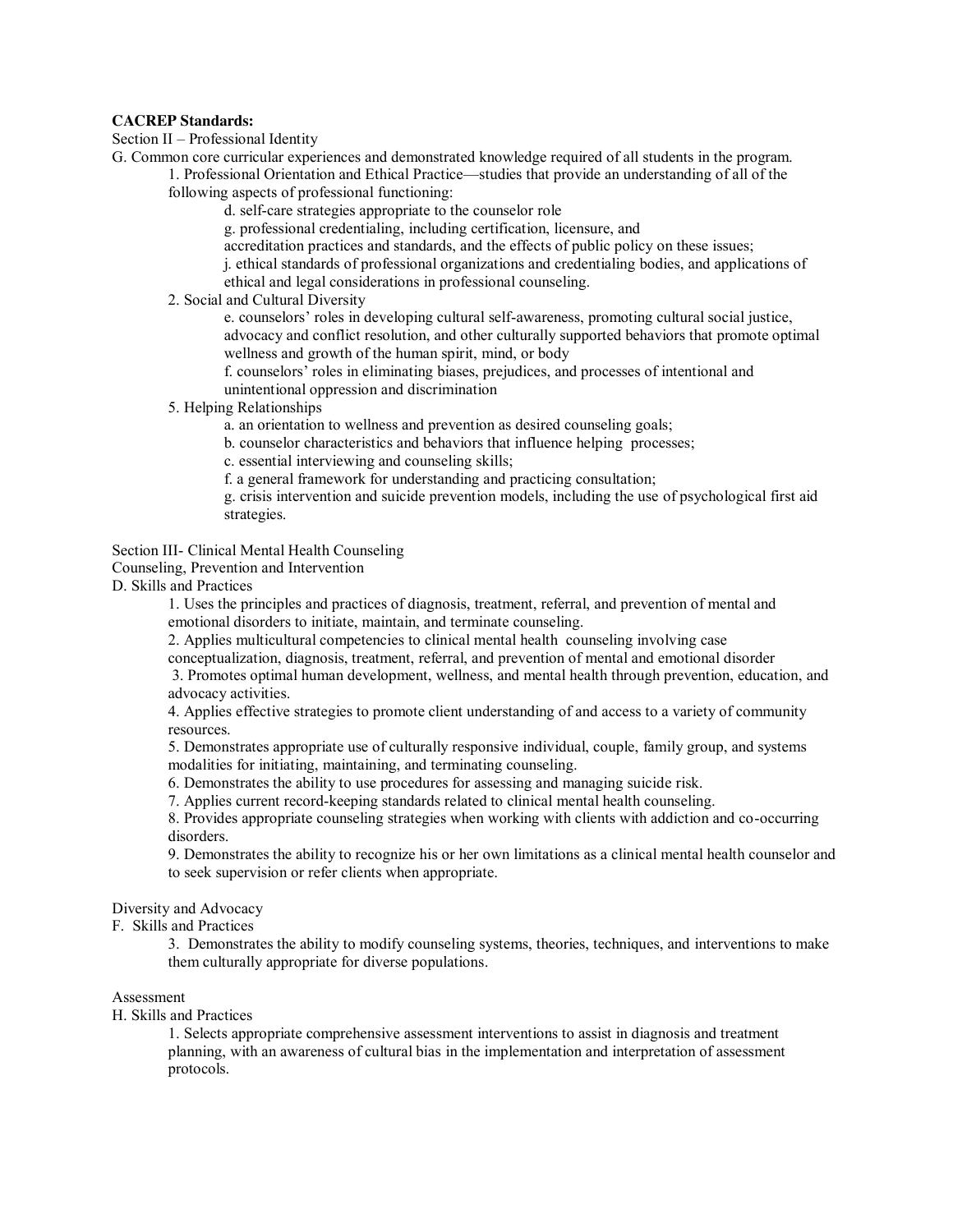**CACREP Standards:**

Section II – Professional Identity

G. Common core curricular experiences and demonstrated knowledge required of all students in the program.

1. Professional Orientation and Ethical Practice—studies that provide an understanding of all of the following aspects of professional functioning:
   - d. self-care strategies appropriate to the counselor role
   - g. professional credentialing, including certification, licensure, and accreditation practices and standards, and the effects of public policy on these issues;
   - j. ethical standards of professional organizations and credentialing bodies, and applications of ethical and legal considerations in professional counseling.
2. Social and Cultural Diversity
   - e. counselors' roles in developing cultural self-awareness, promoting cultural social justice, advocacy and conflict resolution, and other culturally supported behaviors that promote optimal wellness and growth of the human spirit, mind, or body
   - f. counselors' roles in eliminating biases, prejudices, and processes of intentional and unintentional oppression and discrimination
5. Helping Relationships
   - a. an orientation to wellness and prevention as desired counseling goals;
   - b. counselor characteristics and behaviors that influence helping processes;
   - c. essential interviewing and counseling skills;
   - f. a general framework for understanding and practicing consultation;
   - g. crisis intervention and suicide prevention models, including the use of psychological first aid strategies.

Section III- Clinical Mental Health Counseling

Counseling, Prevention and Intervention

D. Skills and Practices

1. Uses the principles and practices of diagnosis, treatment, referral, and prevention of mental and emotional disorders to initiate, maintain, and terminate counseling.
2. Applies multicultural competencies to clinical mental health counseling involving case conceptualization, diagnosis, treatment, referral, and prevention of mental and emotional disorder
3. Promotes optimal human development, wellness, and mental health through prevention, education, and advocacy activities.
4. Applies effective strategies to promote client understanding of and access to a variety of community resources.
5. Demonstrates appropriate use of culturally responsive individual, couple, family group, and systems modalities for initiating, maintaining, and terminating counseling.
6. Demonstrates the ability to use procedures for assessing and managing suicide risk.
7. Applies current record-keeping standards related to clinical mental health counseling.
8. Provides appropriate counseling strategies when working with clients with addiction and co-occurring disorders.
9. Demonstrates the ability to recognize his or her own limitations as a clinical mental health counselor and to seek supervision or refer clients when appropriate.

Diversity and Advocacy

F. Skills and Practices

3. Demonstrates the ability to modify counseling systems, theories, techniques, and interventions to make them culturally appropriate for diverse populations.

Assessment

H. Skills and Practices

1. Selects appropriate comprehensive assessment interventions to assist in diagnosis and treatment planning, with an awareness of cultural bias in the implementation and interpretation of assessment protocols.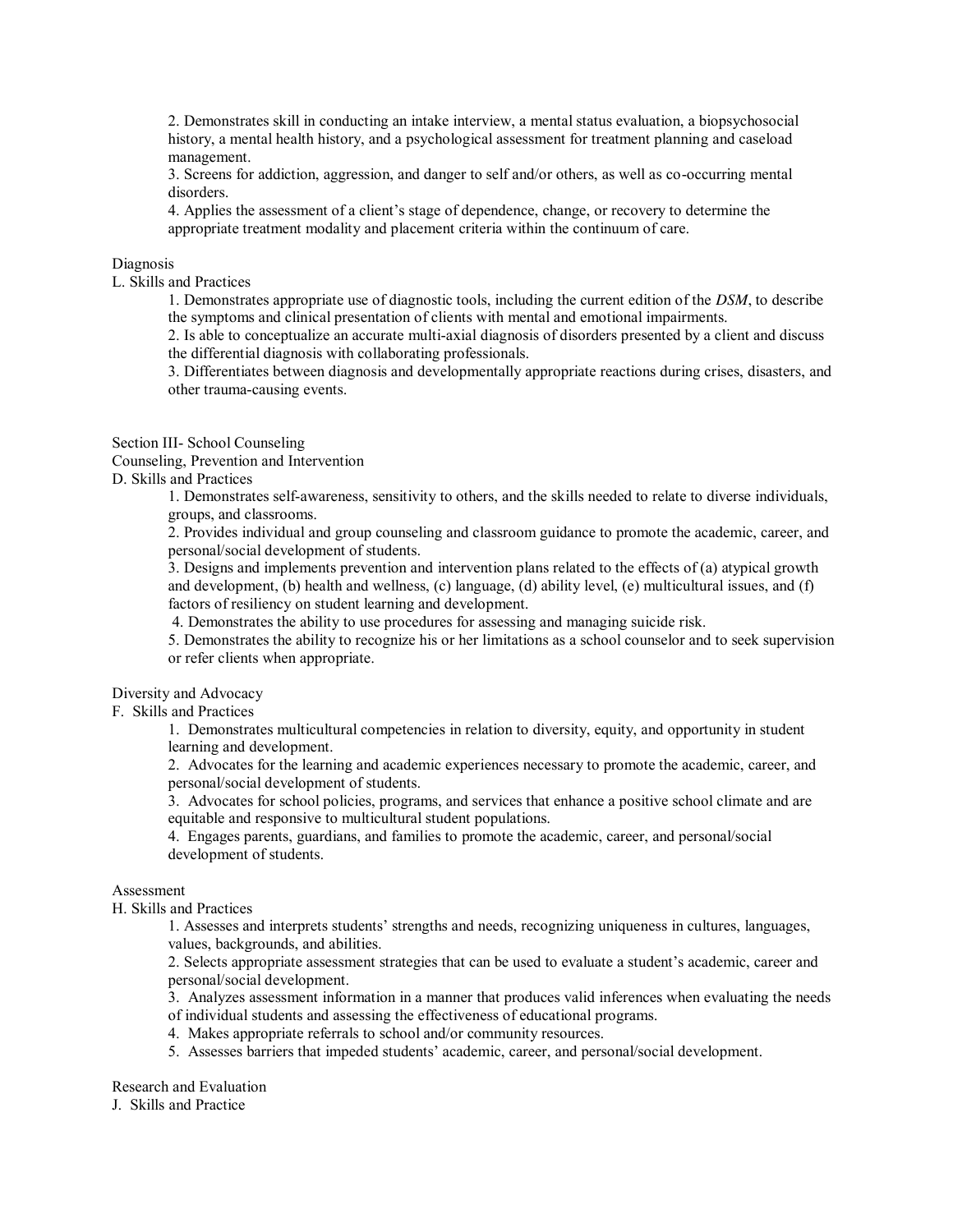2. Demonstrates skill in conducting an intake interview, a mental status evaluation, a biopsychosocial history, a mental health history, and a psychological assessment for treatment planning and caseload management.
3. Screens for addiction, aggression, and danger to self and/or others, as well as co-occurring mental disorders.
4. Applies the assessment of a client's stage of dependence, change, or recovery to determine the appropriate treatment modality and placement criteria within the continuum of care.

Diagnosis

L. Skills and Practices

1. Demonstrates appropriate use of diagnostic tools, including the current edition of the *DSM*, to describe the symptoms and clinical presentation of clients with mental and emotional impairments.
2. Is able to conceptualize an accurate multi-axial diagnosis of disorders presented by a client and discuss the differential diagnosis with collaborating professionals.
3. Differentiates between diagnosis and developmentally appropriate reactions during crises, disasters, and other trauma-causing events.

Section III- School Counseling

Counseling, Prevention and Intervention

D. Skills and Practices

1. Demonstrates self-awareness, sensitivity to others, and the skills needed to relate to diverse individuals, groups, and classrooms.
2. Provides individual and group counseling and classroom guidance to promote the academic, career, and personal/social development of students.
3. Designs and implements prevention and intervention plans related to the effects of (a) atypical growth and development, (b) health and wellness, (c) language, (d) ability level, (e) multicultural issues, and (f) factors of resiliency on student learning and development.
4. Demonstrates the ability to use procedures for assessing and managing suicide risk.
5. Demonstrates the ability to recognize his or her limitations as a school counselor and to seek supervision or refer clients when appropriate.

Diversity and Advocacy

F. Skills and Practices

1. Demonstrates multicultural competencies in relation to diversity, equity, and opportunity in student learning and development.
2. Advocates for the learning and academic experiences necessary to promote the academic, career, and personal/social development of students.
3. Advocates for school policies, programs, and services that enhance a positive school climate and are equitable and responsive to multicultural student populations.
4. Engages parents, guardians, and families to promote the academic, career, and personal/social development of students.

Assessment

H. Skills and Practices

1. Assesses and interprets students' strengths and needs, recognizing uniqueness in cultures, languages, values, backgrounds, and abilities.
2. Selects appropriate assessment strategies that can be used to evaluate a student's academic, career and personal/social development.
3. Analyzes assessment information in a manner that produces valid inferences when evaluating the needs of individual students and assessing the effectiveness of educational programs.
4. Makes appropriate referrals to school and/or community resources.
5. Assesses barriers that impeded students' academic, career, and personal/social development.

Research and Evaluation

J. Skills and Practice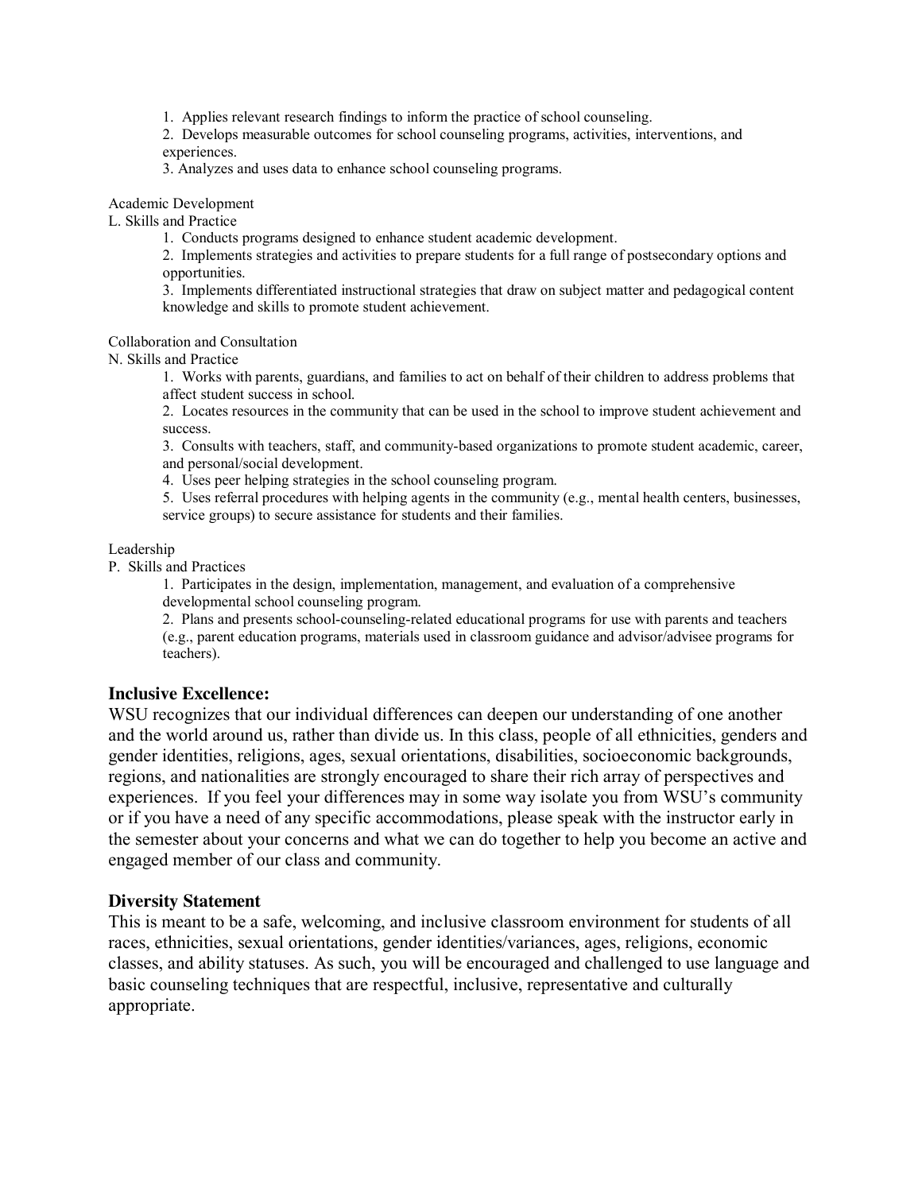1. Applies relevant research findings to inform the practice of school counseling.
2. Develops measurable outcomes for school counseling programs, activities, interventions, and experiences.
3. Analyzes and uses data to enhance school counseling programs.

Academic Development

L. Skills and Practice

1. Conducts programs designed to enhance student academic development.
2. Implements strategies and activities to prepare students for a full range of postsecondary options and opportunities.
3. Implements differentiated instructional strategies that draw on subject matter and pedagogical content knowledge and skills to promote student achievement.

Collaboration and Consultation

N. Skills and Practice

1. Works with parents, guardians, and families to act on behalf of their children to address problems that affect student success in school.
2. Locates resources in the community that can be used in the school to improve student achievement and success.
3. Consults with teachers, staff, and community-based organizations to promote student academic, career, and personal/social development.
4. Uses peer helping strategies in the school counseling program.
5. Uses referral procedures with helping agents in the community (e.g., mental health centers, businesses, service groups) to secure assistance for students and their families.

Leadership

P. Skills and Practices

1. Participates in the design, implementation, management, and evaluation of a comprehensive developmental school counseling program.
2. Plans and presents school-counseling-related educational programs for use with parents and teachers (e.g., parent education programs, materials used in classroom guidance and advisor/advisee programs for teachers).

**Inclusive Excellence:**

WSU recognizes that our individual differences can deepen our understanding of one another and the world around us, rather than divide us. In this class, people of all ethnicities, genders and gender identities, religions, ages, sexual orientations, disabilities, socioeconomic backgrounds, regions, and nationalities are strongly encouraged to share their rich array of perspectives and experiences. If you feel your differences may in some way isolate you from WSU's community or if you have a need of any specific accommodations, please speak with the instructor early in the semester about your concerns and what we can do together to help you become an active and engaged member of our class and community.

**Diversity Statement**

This is meant to be a safe, welcoming, and inclusive classroom environment for students of all races, ethnicities, sexual orientations, gender identities/variances, ages, religions, economic classes, and ability statuses. As such, you will be encouraged and challenged to use language and basic counseling techniques that are respectful, inclusive, representative and culturally appropriate.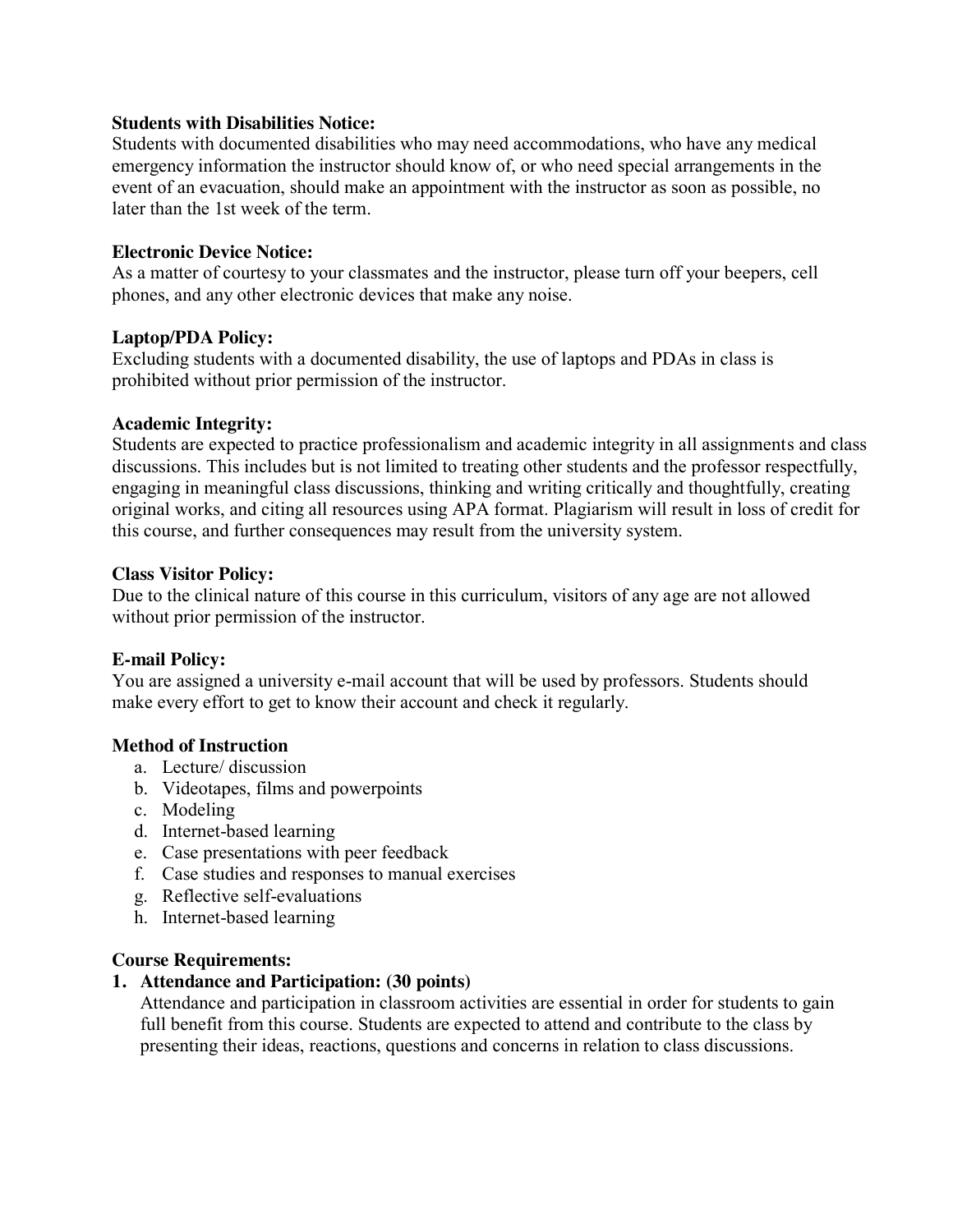**Students with Disabilities Notice:**
Students with documented disabilities who may need accommodations, who have any medical emergency information the instructor should know of, or who need special arrangements in the event of an evacuation, should make an appointment with the instructor as soon as possible, no later than the 1st week of the term.

**Electronic Device Notice:**
As a matter of courtesy to your classmates and the instructor, please turn off your beepers, cell phones, and any other electronic devices that make any noise.

**Laptop/PDA Policy:**
Excluding students with a documented disability, the use of laptops and PDAs in class is prohibited without prior permission of the instructor.

**Academic Integrity:**
Students are expected to practice professionalism and academic integrity in all assignments and class discussions. This includes but is not limited to treating other students and the professor respectfully, engaging in meaningful class discussions, thinking and writing critically and thoughtfully, creating original works, and citing all resources using APA format. Plagiarism will result in loss of credit for this course, and further consequences may result from the university system.

**Class Visitor Policy:**
Due to the clinical nature of this course in this curriculum, visitors of any age are not allowed without prior permission of the instructor.

**E-mail Policy:**
You are assigned a university e-mail account that will be used by professors. Students should make every effort to get to know their account and check it regularly.

**Method of Instruction**

a. Lecture/ discussion
b. Videotapes, films and powerpoints
c. Modeling
d. Internet-based learning
e. Case presentations with peer feedback
f. Case studies and responses to manual exercises
g. Reflective self-evaluations
h. Internet-based learning

**Course Requirements:**

1. **Attendance and Participation: (30 points)**
   Attendance and participation in classroom activities are essential in order for students to gain full benefit from this course. Students are expected to attend and contribute to the class by presenting their ideas, reactions, questions and concerns in relation to class discussions.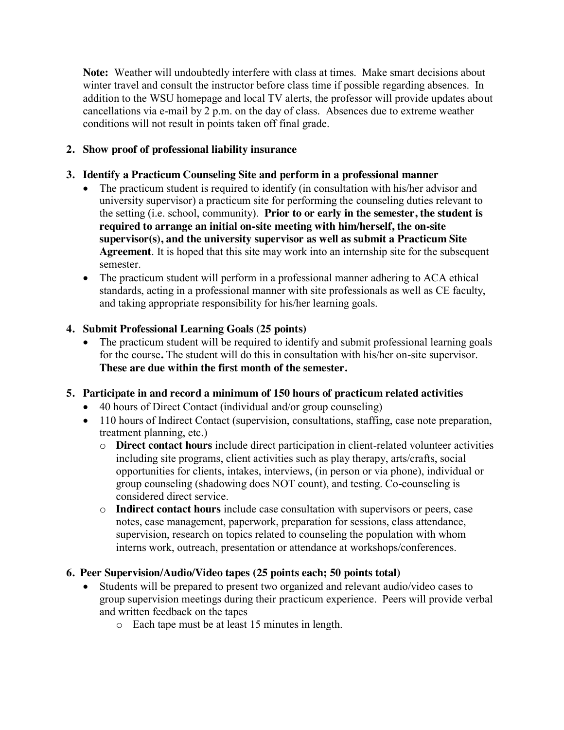**Note:** Weather will undoubtedly interfere with class at times. Make smart decisions about winter travel and consult the instructor before class time if possible regarding absences. In addition to the WSU homepage and local TV alerts, the professor will provide updates about cancellations via e-mail by 2 p.m. on the day of class. Absences due to extreme weather conditions will not result in points taken off final grade.

**2. Show proof of professional liability insurance**

**3. Identify a Practicum Counseling Site and perform in a professional manner**

- The practicum student is required to identify (in consultation with his/her advisor and university supervisor) a practicum site for performing the counseling duties relevant to the setting (i.e. school, community). **Prior to or early in the semester, the student is required to arrange an initial on-site meeting with him/herself, the on-site supervisor(s), and the university supervisor as well as submit a Practicum Site Agreement**. It is hoped that this site may work into an internship site for the subsequent semester.
- The practicum student will perform in a professional manner adhering to ACA ethical standards, acting in a professional manner with site professionals as well as CE faculty, and taking appropriate responsibility for his/her learning goals.

**4. Submit Professional Learning Goals (25 points)**

- The practicum student will be required to identify and submit professional learning goals for the course**.** The student will do this in consultation with his/her on-site supervisor. **These are due within the first month of the semester.**

**5. Participate in and record a minimum of 150 hours of practicum related activities**

- 40 hours of Direct Contact (individual and/or group counseling)
- 110 hours of Indirect Contact (supervision, consultations, staffing, case note preparation, treatment planning, etc.)
  - **Direct contact hours** include direct participation in client-related volunteer activities including site programs, client activities such as play therapy, arts/crafts, social opportunities for clients, intakes, interviews, (in person or via phone), individual or group counseling (shadowing does NOT count), and testing. Co-counseling is considered direct service.
  - **Indirect contact hours** include case consultation with supervisors or peers, case notes, case management, paperwork, preparation for sessions, class attendance, supervision, research on topics related to counseling the population with whom interns work, outreach, presentation or attendance at workshops/conferences.

**6. Peer Supervision/Audio/Video tapes (25 points each; 50 points total)**

- Students will be prepared to present two organized and relevant audio/video cases to group supervision meetings during their practicum experience. Peers will provide verbal and written feedback on the tapes
  - Each tape must be at least 15 minutes in length.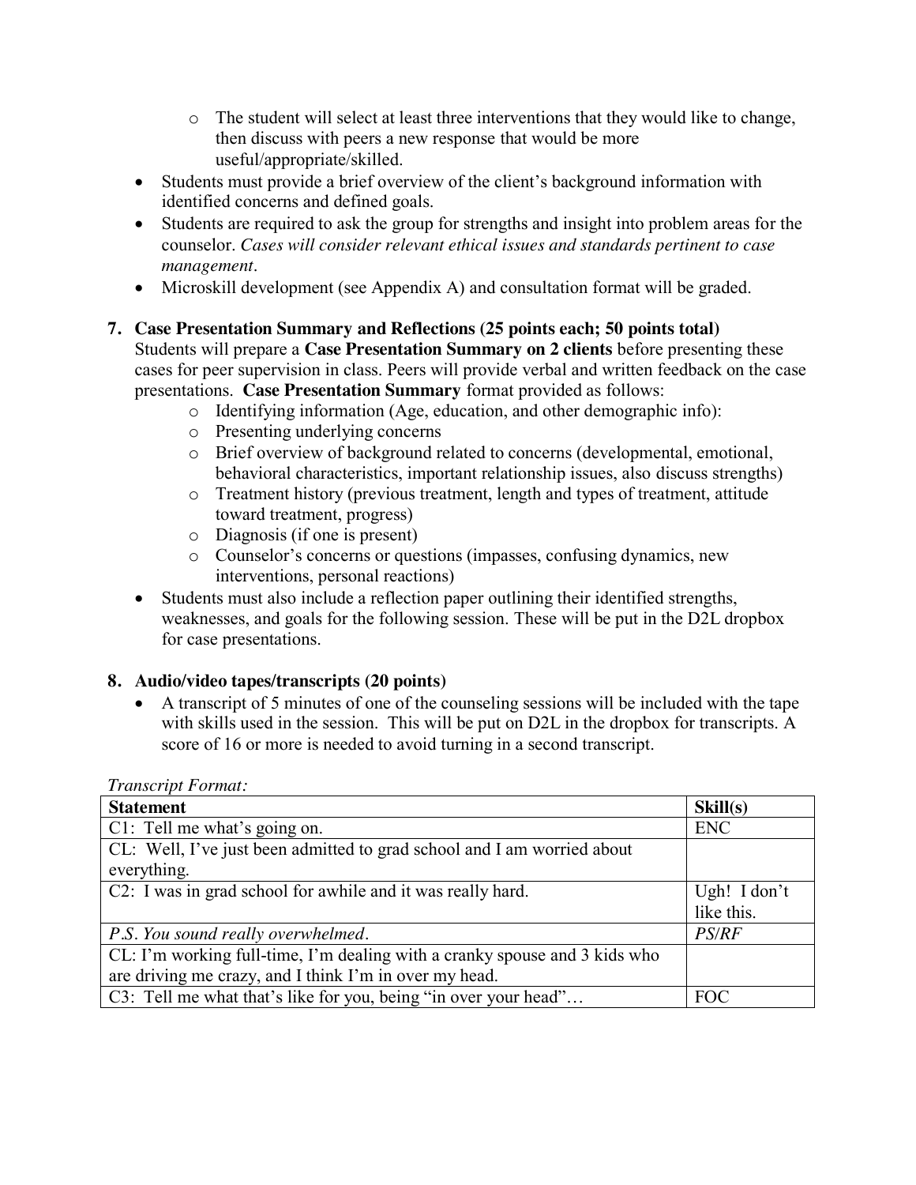- The student will select at least three interventions that they would like to change, then discuss with peers a new response that would be more useful/appropriate/skilled.

- Students must provide a brief overview of the client's background information with identified concerns and defined goals.
- Students are required to ask the group for strengths and insight into problem areas for the counselor. *Cases will consider relevant ethical issues and standards pertinent to case management*.
- Microskill development (see Appendix A) and consultation format will be graded.

**7. Case Presentation Summary and Reflections (25 points each; 50 points total)**

Students will prepare a **Case Presentation Summary on 2 clients** before presenting these cases for peer supervision in class. Peers will provide verbal and written feedback on the case presentations. **Case Presentation Summary** format provided as follows:

- Identifying information (Age, education, and other demographic info):
- Presenting underlying concerns
- Brief overview of background related to concerns (developmental, emotional, behavioral characteristics, important relationship issues, also discuss strengths)
- Treatment history (previous treatment, length and types of treatment, attitude toward treatment, progress)
- Diagnosis (if one is present)
- Counselor's concerns or questions (impasses, confusing dynamics, new interventions, personal reactions)

- Students must also include a reflection paper outlining their identified strengths, weaknesses, and goals for the following session. These will be put in the D2L dropbox for case presentations.

**8. Audio/video tapes/transcripts (20 points)**

- A transcript of 5 minutes of one of the counseling sessions will be included with the tape with skills used in the session. This will be put on D2L in the dropbox for transcripts. A score of 16 or more is needed to avoid turning in a second transcript.

*Transcript Format:*

| **Statement** | **Skill(s)** |
|---|---|
| C1: Tell me what's going on. | ENC |
| CL: Well, I've just been admitted to grad school and I am worried about everything. | |
| C2: I was in grad school for awhile and it was really hard. | Ugh! I don't like this. |
| *P.S. You sound really overwhelmed*. | *PS/RF* |
| CL: I'm working full-time, I'm dealing with a cranky spouse and 3 kids who are driving me crazy, and I think I'm in over my head. | |
| C3: Tell me what that's like for you, being "in over your head"… | FOC |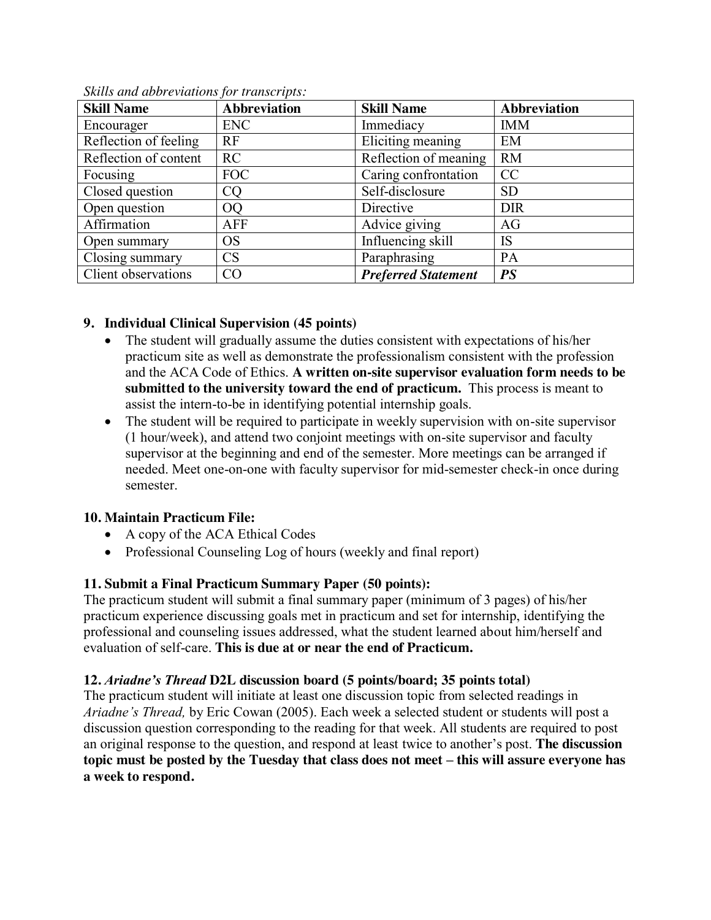*Skills and abbreviations for transcripts:*

| Skill Name | Abbreviation | Skill Name | Abbreviation |
|---|---|---|---|
| Encourager | ENC | Immediacy | IMM |
| Reflection of feeling | RF | Eliciting meaning | EM |
| Reflection of content | RC | Reflection of meaning | RM |
| Focusing | FOC | Caring confrontation | CC |
| Closed question | CQ | Self-disclosure | SD |
| Open question | OQ | Directive | DIR |
| Affirmation | AFF | Advice giving | AG |
| Open summary | OS | Influencing skill | IS |
| Closing summary | CS | Paraphrasing | PA |
| Client observations | CO | ***Preferred Statement*** | ***PS*** |

### 9. Individual Clinical Supervision (45 points)

- The student will gradually assume the duties consistent with expectations of his/her practicum site as well as demonstrate the professionalism consistent with the profession and the ACA Code of Ethics. **A written on-site supervisor evaluation form needs to be submitted to the university toward the end of practicum.** This process is meant to assist the intern-to-be in identifying potential internship goals.
- The student will be required to participate in weekly supervision with on-site supervisor (1 hour/week), and attend two conjoint meetings with on-site supervisor and faculty supervisor at the beginning and end of the semester. More meetings can be arranged if needed. Meet one-on-one with faculty supervisor for mid-semester check-in once during semester.

### 10. Maintain Practicum File:

- A copy of the ACA Ethical Codes
- Professional Counseling Log of hours (weekly and final report)

### 11. Submit a Final Practicum Summary Paper (50 points):

The practicum student will submit a final summary paper (minimum of 3 pages) of his/her practicum experience discussing goals met in practicum and set for internship, identifying the professional and counseling issues addressed, what the student learned about him/herself and evaluation of self-care. **This is due at or near the end of Practicum.**

### 12. *Ariadne's Thread* D2L discussion board (5 points/board; 35 points total)

The practicum student will initiate at least one discussion topic from selected readings in *Ariadne's Thread,* by Eric Cowan (2005). Each week a selected student or students will post a discussion question corresponding to the reading for that week. All students are required to post an original response to the question, and respond at least twice to another's post. **The discussion topic must be posted by the Tuesday that class does not meet – this will assure everyone has a week to respond.**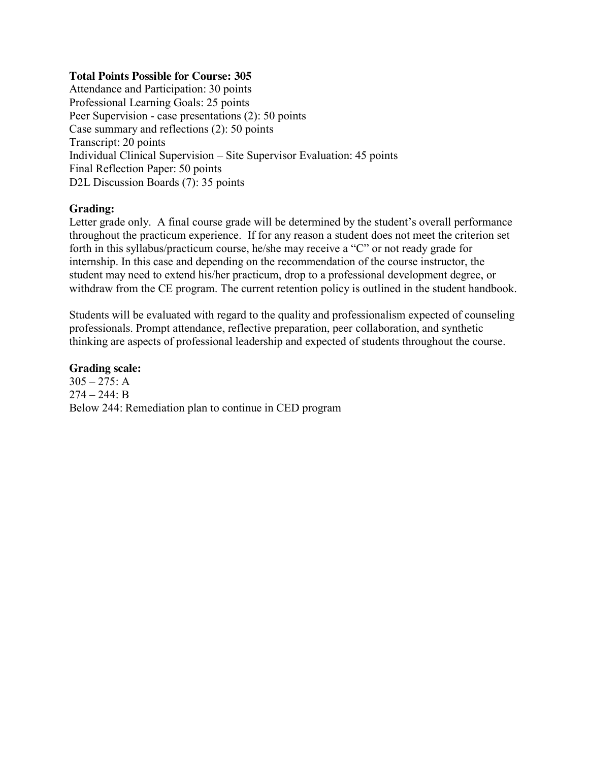**Total Points Possible for Course: 305**
Attendance and Participation: 30 points
Professional Learning Goals: 25 points
Peer Supervision - case presentations (2): 50 points
Case summary and reflections (2): 50 points
Transcript: 20 points
Individual Clinical Supervision – Site Supervisor Evaluation: 45 points
Final Reflection Paper: 50 points
D2L Discussion Boards (7): 35 points

**Grading:**
Letter grade only. A final course grade will be determined by the student's overall performance throughout the practicum experience. If for any reason a student does not meet the criterion set forth in this syllabus/practicum course, he/she may receive a "C" or not ready grade for internship. In this case and depending on the recommendation of the course instructor, the student may need to extend his/her practicum, drop to a professional development degree, or withdraw from the CE program. The current retention policy is outlined in the student handbook.

Students will be evaluated with regard to the quality and professionalism expected of counseling professionals. Prompt attendance, reflective preparation, peer collaboration, and synthetic thinking are aspects of professional leadership and expected of students throughout the course.

**Grading scale:**
305 – 275: A
274 – 244: B
Below 244: Remediation plan to continue in CED program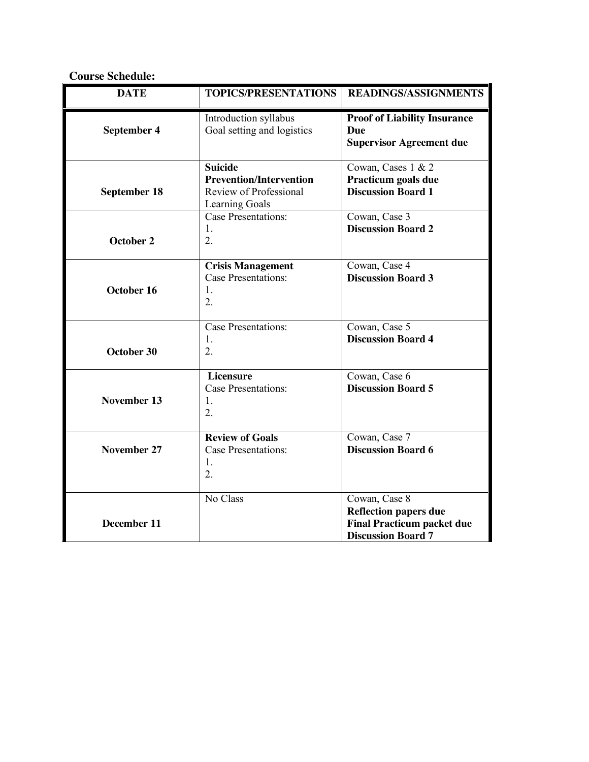**Course Schedule:**

| DATE | TOPICS/PRESENTATIONS | READINGS/ASSIGNMENTS |
|---|---|---|
| **September 4** | Introduction syllabus<br>Goal setting and logistics | **Proof of Liability Insurance Due**<br>**Supervisor Agreement due** |
| **September 18** | **Suicide Prevention/Intervention**<br>Review of Professional Learning Goals | Cowan, Cases 1 & 2<br>**Practicum goals due**<br>**Discussion Board 1** |
| **October 2** | Case Presentations:<br>1.<br>2. | Cowan, Case 3<br>**Discussion Board 2** |
| **October 16** | **Crisis Management**<br>Case Presentations:<br>1.<br>2. | Cowan, Case 4<br>**Discussion Board 3** |
| **October 30** | Case Presentations:<br>1.<br>2. | Cowan, Case 5<br>**Discussion Board 4** |
| **November 13** | **Licensure**<br>Case Presentations:<br>1.<br>2. | Cowan, Case 6<br>**Discussion Board 5** |
| **November 27** | **Review of Goals**<br>Case Presentations:<br>1.<br>2. | Cowan, Case 7<br>**Discussion Board 6** |
| **December 11** | No Class | Cowan, Case 8<br>**Reflection papers due**<br>**Final Practicum packet due**<br>**Discussion Board 7** |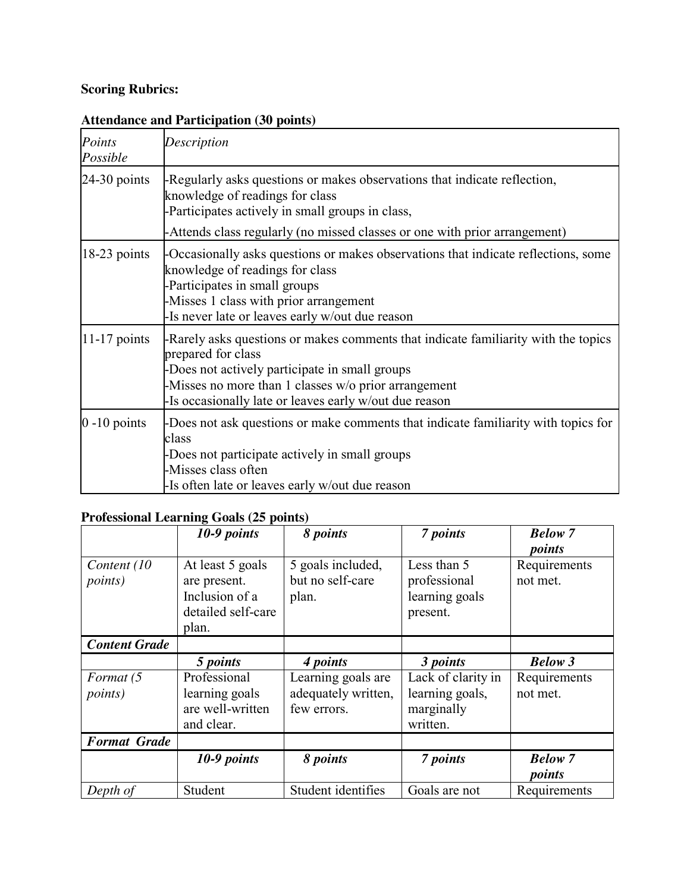**Scoring Rubrics:**

**Attendance and Participation (30 points)**

| *Points Possible* | *Description* |
|---|---|
| 24-30 points | -Regularly asks questions or makes observations that indicate reflection, knowledge of readings for class<br>-Participates actively in small groups in class,<br>-Attends class regularly (no missed classes or one with prior arrangement) |
| 18-23 points | -Occasionally asks questions or makes observations that indicate reflections, some knowledge of readings for class<br>-Participates in small groups<br>-Misses 1 class with prior arrangement<br>-Is never late or leaves early w/out due reason |
| 11-17 points | -Rarely asks questions or makes comments that indicate familiarity with the topics prepared for class<br>-Does not actively participate in small groups<br>-Misses no more than 1 classes w/o prior arrangement<br>-Is occasionally late or leaves early w/out due reason |
| 0 -10 points | -Does not ask questions or make comments that indicate familiarity with topics for class<br>-Does not participate actively in small groups<br>-Misses class often<br>-Is often late or leaves early w/out due reason |

**Professional Learning Goals (25 points)**

| | ***10-9 points*** | ***8 points*** | ***7 points*** | ***Below 7 points*** |
|---|---|---|---|---|
| *Content (10 points)* | At least 5 goals are present. Inclusion of a detailed self-care plan. | 5 goals included, but no self-care plan. | Less than 5 professional learning goals present. | Requirements not met. |
| ***Content Grade*** | | | | |
| | ***5 points*** | ***4 points*** | ***3 points*** | ***Below 3*** |
| *Format (5 points)* | Professional learning goals are well-written and clear. | Learning goals are adequately written, few errors. | Lack of clarity in learning goals, marginally written. | Requirements not met. |
| ***Format Grade*** | | | | |
| | ***10-9 points*** | ***8 points*** | ***7 points*** | ***Below 7 points*** |
| *Depth of* | Student | Student identifies | Goals are not | Requirements |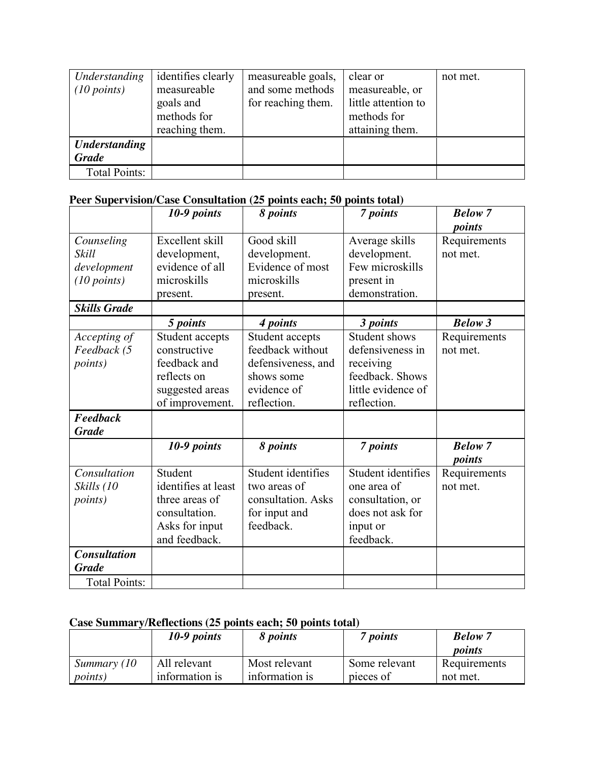| | | | | |
|---|---|---|---|---|
| *Understanding (10 points)* | identifies clearly measureable goals and methods for reaching them. | measureable goals, and some methods for reaching them. | clear or measureable, or little attention to methods for attaining them. | not met. |
| ***Understanding Grade*** | | | | |
| Total Points: | | | | |

### Peer Supervision/Case Consultation (25 points each; 50 points total)

| | ***10-9 points*** | ***8 points*** | ***7 points*** | ***Below 7 points*** |
|---|---|---|---|---|
| *Counseling Skill development (10 points)* | Excellent skill development, evidence of all microskills present. | Good skill development. Evidence of most microskills present. | Average skills development. Few microskills present in demonstration. | Requirements not met. |
| ***Skills Grade*** | | | | |
| | ***5 points*** | ***4 points*** | ***3 points*** | ***Below 3*** |
| *Accepting of Feedback (5 points)* | Student accepts constructive feedback and reflects on suggested areas of improvement. | Student accepts feedback without defensiveness, and shows some evidence of reflection. | Student shows defensiveness in receiving feedback. Shows little evidence of reflection. | Requirements not met. |
| ***Feedback Grade*** | | | | |
| | ***10-9 points*** | ***8 points*** | ***7 points*** | ***Below 7 points*** |
| *Consultation Skills (10 points)* | Student identifies at least three areas of consultation. Asks for input and feedback. | Student identifies two areas of consultation. Asks for input and feedback. | Student identifies one area of consultation, or does not ask for input or feedback. | Requirements not met. |
| ***Consultation Grade*** | | | | |
| Total Points: | | | | |

### Case Summary/Reflections (25 points each; 50 points total)

| | ***10-9 points*** | ***8 points*** | ***7 points*** | ***Below 7 points*** |
|---|---|---|---|---|
| *Summary (10 points)* | All relevant information is | Most relevant information is | Some relevant pieces of | Requirements not met. |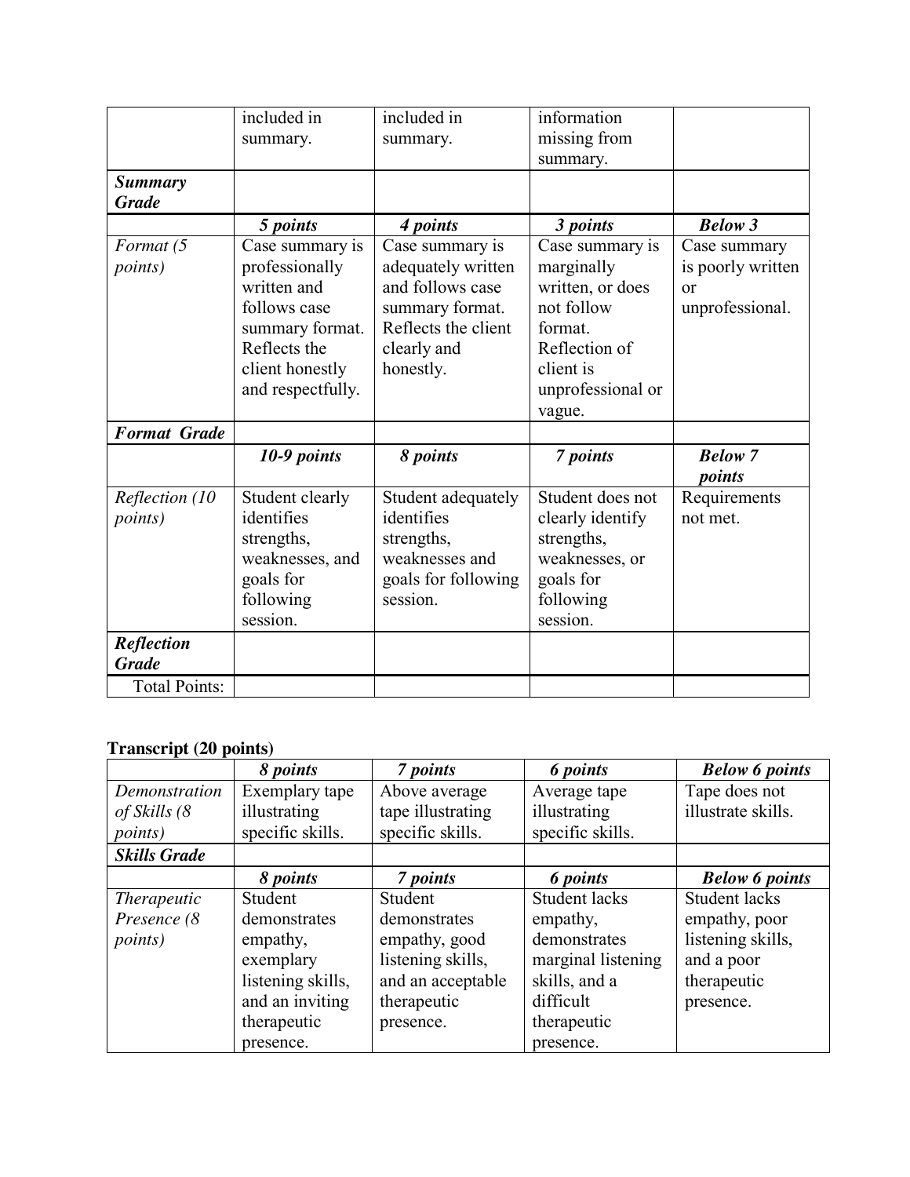| | | | | |
|---|---|---|---|---|
| | included in summary. | included in summary. | information missing from summary. | |
| ***Summary Grade*** | | | | |
| | ***5 points*** | ***4 points*** | ***3 points*** | ***Below 3*** |
| *Format (5 points)* | Case summary is professionally written and follows case summary format. Reflects the client honestly and respectfully. | Case summary is adequately written and follows case summary format. Reflects the client clearly and honestly. | Case summary is marginally written, or does not follow format. Reflection of client is unprofessional or vague. | Case summary is poorly written or unprofessional. |
| ***Format Grade*** | | | | |
| | ***10-9 points*** | ***8 points*** | ***7 points*** | ***Below 7 points*** |
| *Reflection (10 points)* | Student clearly identifies strengths, weaknesses, and goals for following session. | Student adequately identifies strengths, weaknesses and goals for following session. | Student does not clearly identify strengths, weaknesses, or goals for following session. | Requirements not met. |
| ***Reflection Grade*** | | | | |
| Total Points: | | | | |

**Transcript (20 points)**

| | ***8 points*** | ***7 points*** | ***6 points*** | ***Below 6 points*** |
|---|---|---|---|---|
| *Demonstration of Skills (8 points)* | Exemplary tape illustrating specific skills. | Above average tape illustrating specific skills. | Average tape illustrating specific skills. | Tape does not illustrate skills. |
| ***Skills Grade*** | | | | |
| | ***8 points*** | ***7 points*** | ***6 points*** | ***Below 6 points*** |
| *Therapeutic Presence (8 points)* | Student demonstrates empathy, exemplary listening skills, and an inviting therapeutic presence. | Student demonstrates empathy, good listening skills, and an acceptable therapeutic presence. | Student lacks empathy, demonstrates marginal listening skills, and a difficult therapeutic presence. | Student lacks empathy, poor listening skills, and a poor therapeutic presence. |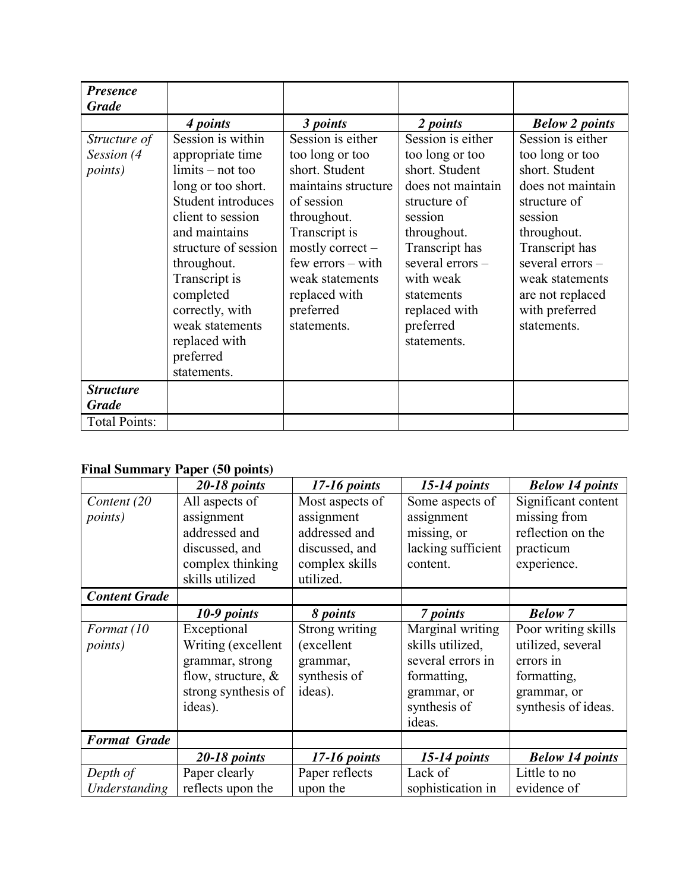| *Presence Grade* | | | | |
|---|---|---|---|---|
| | ***4 points*** | ***3 points*** | ***2 points*** | ***Below 2 points*** |
| *Structure of Session (4 points)* | Session is within appropriate time limits – not too long or too short. Student introduces client to session and maintains structure of session throughout. Transcript is completed correctly, with weak statements replaced with preferred statements. | Session is either too long or too short. Student maintains structure of session throughout. Transcript is mostly correct – few errors – with weak statements replaced with preferred statements. | Session is either too long or too short. Student does not maintain structure of session throughout. Transcript has several errors – with weak statements replaced with preferred statements. | Session is either too long or too short. Student does not maintain structure of session throughout. Transcript has several errors – weak statements are not replaced with preferred statements. |
| ***Structure Grade*** | | | | |
| Total Points: | | | | |

**Final Summary Paper (50 points)**

| | ***20-18 points*** | ***17-16 points*** | ***15-14 points*** | ***Below 14 points*** |
|---|---|---|---|---|
| *Content (20 points)* | All aspects of assignment addressed and discussed, and complex thinking skills utilized | Most aspects of assignment addressed and discussed, and complex skills utilized. | Some aspects of assignment missing, or lacking sufficient content. | Significant content missing from reflection on the practicum experience. |
| ***Content Grade*** | | | | |
| | ***10-9 points*** | ***8 points*** | ***7 points*** | ***Below 7*** |
| *Format (10 points)* | Exceptional Writing (excellent grammar, strong flow, structure, & strong synthesis of ideas). | Strong writing (excellent grammar, synthesis of ideas). | Marginal writing skills utilized, several errors in formatting, grammar, or synthesis of ideas. | Poor writing skills utilized, several errors in formatting, grammar, or synthesis of ideas. |
| ***Format Grade*** | | | | |
| | ***20-18 points*** | ***17-16 points*** | ***15-14 points*** | ***Below 14 points*** |
| *Depth of Understanding* | Paper clearly reflects upon the | Paper reflects upon the | Lack of sophistication in | Little to no evidence of |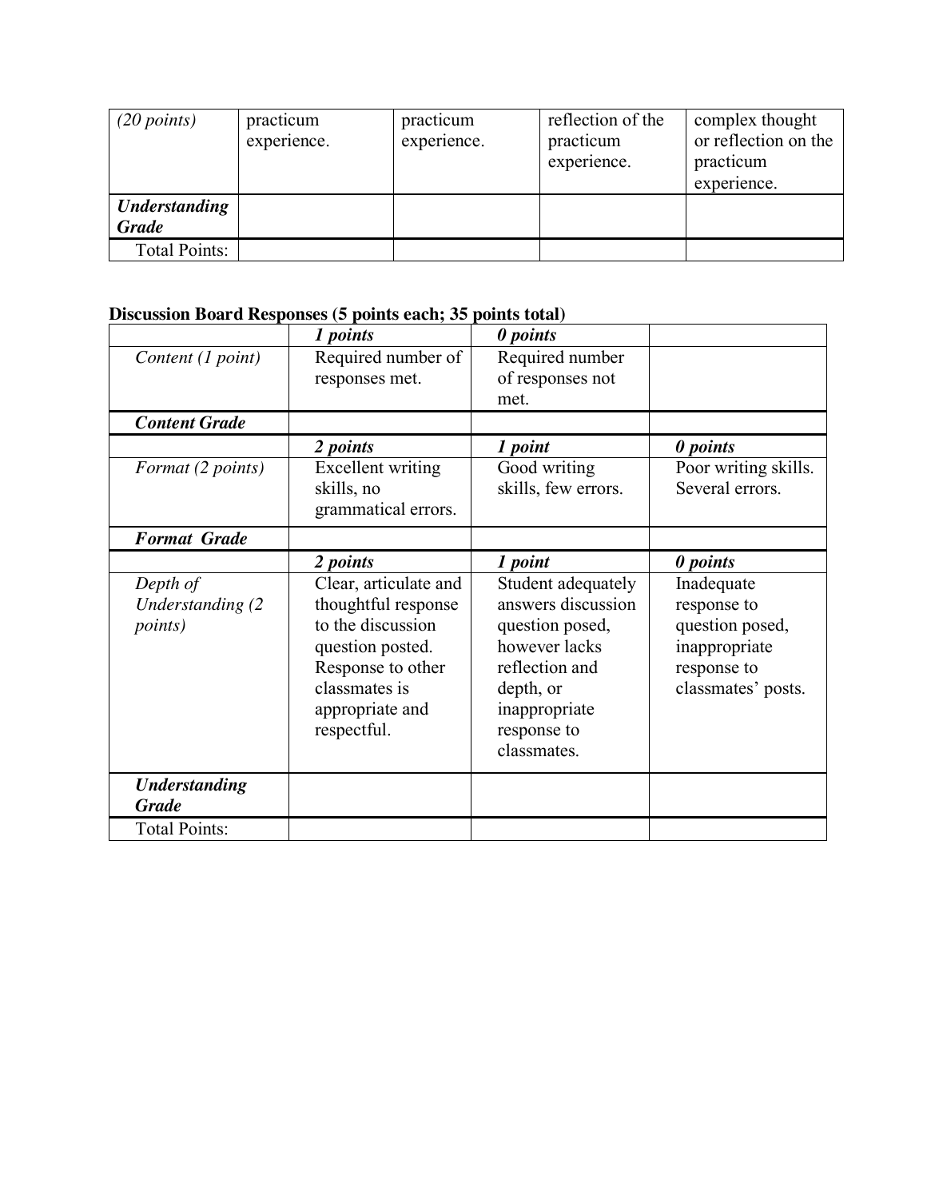| *(20 points)* | practicum experience. | practicum experience. | reflection of the practicum experience. | complex thought or reflection on the practicum experience. |
|---|---|---|---|---|
| ***Understanding Grade*** | | | | |
| Total Points: | | | | |

**Discussion Board Responses (5 points each; 35 points total)**

| | ***1 points*** | ***0 points*** | |
|---|---|---|---|
| *Content (1 point)* | Required number of responses met. | Required number of responses not met. | |
| ***Content Grade*** | | | |
| | ***2 points*** | ***1 point*** | ***0 points*** |
| *Format (2 points)* | Excellent writing skills, no grammatical errors. | Good writing skills, few errors. | Poor writing skills. Several errors. |
| ***Format Grade*** | | | |
| | ***2 points*** | ***1 point*** | ***0 points*** |
| *Depth of Understanding (2 points)* | Clear, articulate and thoughtful response to the discussion question posted. Response to other classmates is appropriate and respectful. | Student adequately answers discussion question posed, however lacks reflection and depth, or inappropriate response to classmates. | Inadequate response to question posed, inappropriate response to classmates' posts. |
| ***Understanding Grade*** | | | |
| Total Points: | | | |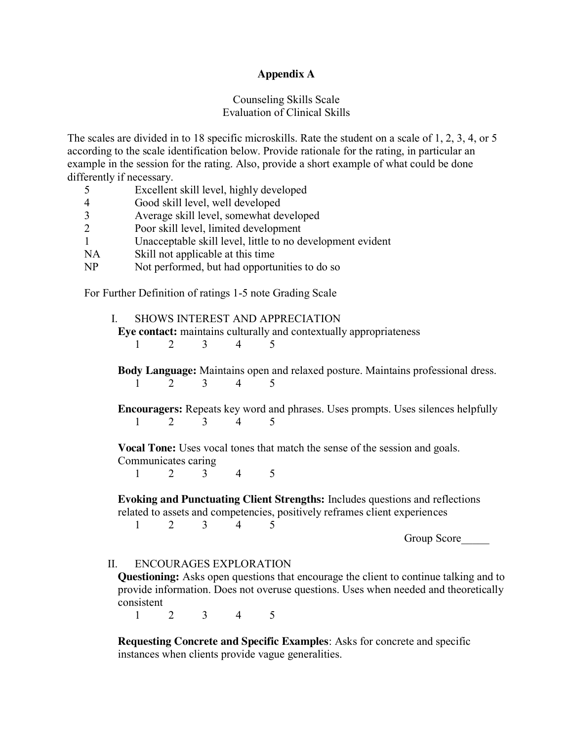## Appendix A

Counseling Skills Scale
Evaluation of Clinical Skills

The scales are divided in to 18 specific microskills. Rate the student on a scale of 1, 2, 3, 4, or 5 according to the scale identification below. Provide rationale for the rating, in particular an example in the session for the rating. Also, provide a short example of what could be done differently if necessary.

| | |
|---|---|
| 5 | Excellent skill level, highly developed |
| 4 | Good skill level, well developed |
| 3 | Average skill level, somewhat developed |
| 2 | Poor skill level, limited development |
| 1 | Unacceptable skill level, little to no development evident |
| NA | Skill not applicable at this time |
| NP | Not performed, but had opportunities to do so |

For Further Definition of ratings 1-5 note Grading Scale

I. SHOWS INTEREST AND APPRECIATION

**Eye contact:** maintains culturally and contextually appropriateness

1 2 3 4 5

**Body Language:** Maintains open and relaxed posture. Maintains professional dress.

1 2 3 4 5

**Encouragers:** Repeats key word and phrases. Uses prompts. Uses silences helpfully

1 2 3 4 5

**Vocal Tone:** Uses vocal tones that match the sense of the session and goals. Communicates caring

1 2 3 4 5

**Evoking and Punctuating Client Strengths:** Includes questions and reflections related to assets and competencies, positively reframes client experiences

1 2 3 4 5

Group Score_____

II. ENCOURAGES EXPLORATION

**Questioning:** Asks open questions that encourage the client to continue talking and to provide information. Does not overuse questions. Uses when needed and theoretically consistent

1 2 3 4 5

**Requesting Concrete and Specific Examples**: Asks for concrete and specific instances when clients provide vague generalities.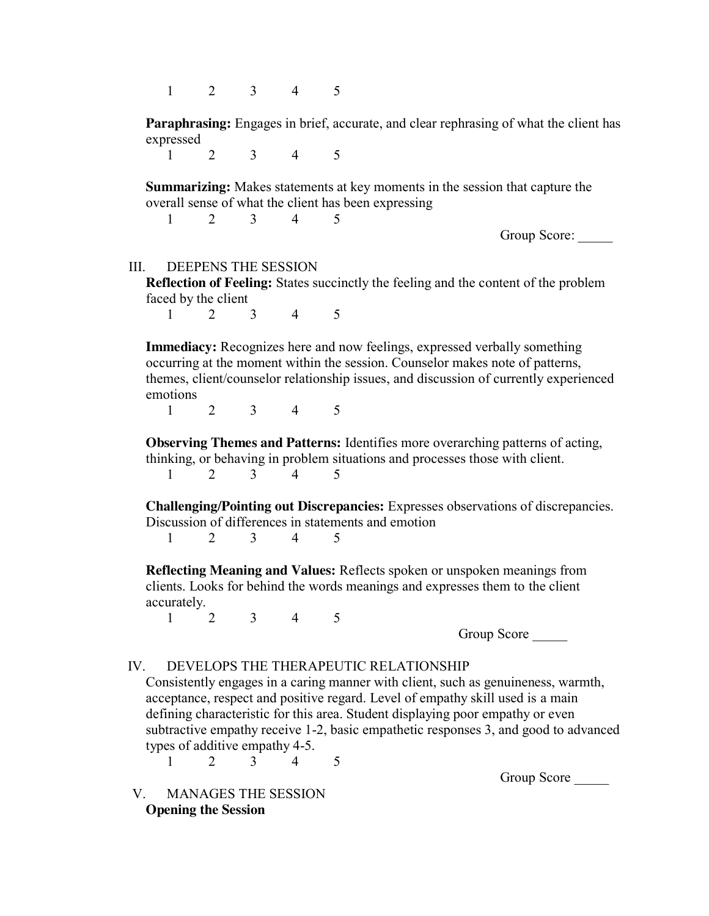1 2 3 4 5

**Paraphrasing:** Engages in brief, accurate, and clear rephrasing of what the client has expressed

1 2 3 4 5

**Summarizing:** Makes statements at key moments in the session that capture the overall sense of what the client has been expressing

1 2 3 4 5

Group Score: _____

III. DEEPENS THE SESSION

**Reflection of Feeling:** States succinctly the feeling and the content of the problem faced by the client

1 2 3 4 5

**Immediacy:** Recognizes here and now feelings, expressed verbally something occurring at the moment within the session. Counselor makes note of patterns, themes, client/counselor relationship issues, and discussion of currently experienced emotions

1 2 3 4 5

**Observing Themes and Patterns:** Identifies more overarching patterns of acting, thinking, or behaving in problem situations and processes those with client.

1 2 3 4 5

**Challenging/Pointing out Discrepancies:** Expresses observations of discrepancies. Discussion of differences in statements and emotion

1 2 3 4 5

**Reflecting Meaning and Values:** Reflects spoken or unspoken meanings from clients. Looks for behind the words meanings and expresses them to the client accurately.

1 2 3 4 5

Group Score _____

IV. DEVELOPS THE THERAPEUTIC RELATIONSHIP

Consistently engages in a caring manner with client, such as genuineness, warmth, acceptance, respect and positive regard. Level of empathy skill used is a main defining characteristic for this area. Student displaying poor empathy or even subtractive empathy receive 1-2, basic empathetic responses 3, and good to advanced types of additive empathy 4-5.

1 2 3 4 5

Group Score _____

V. MANAGES THE SESSION

**Opening the Session**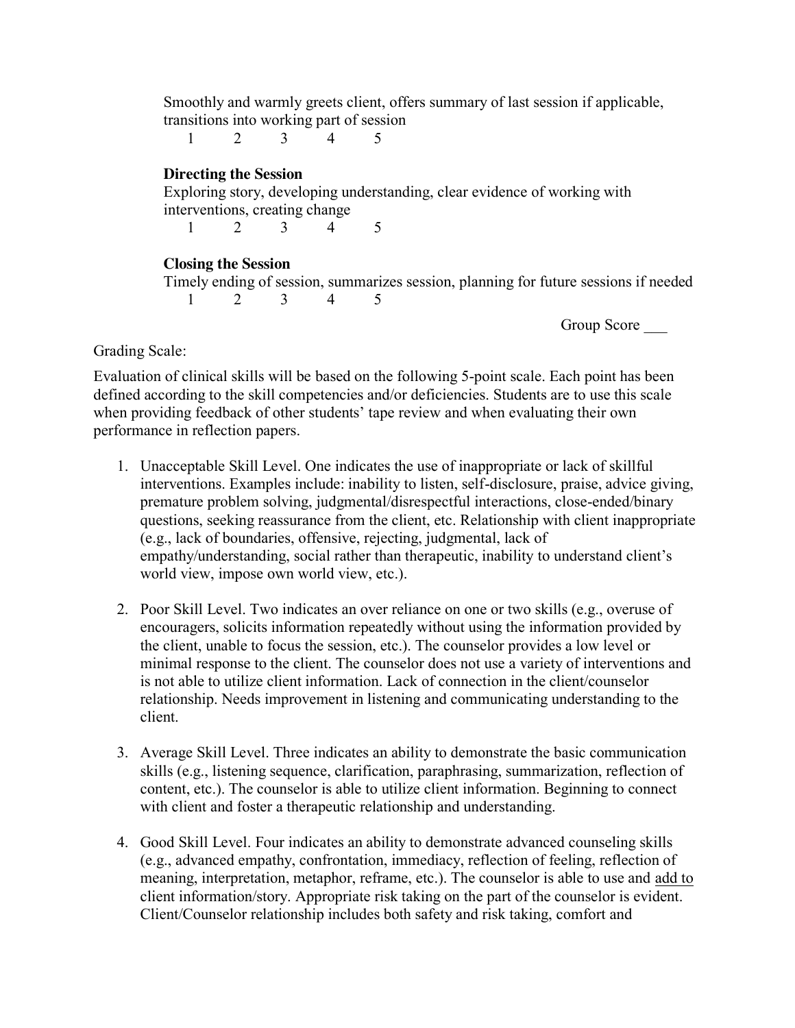Smoothly and warmly greets client, offers summary of last session if applicable, transitions into working part of session

1  2  3  4  5

**Directing the Session**

Exploring story, developing understanding, clear evidence of working with interventions, creating change

1  2  3  4  5

**Closing the Session**

Timely ending of session, summarizes session, planning for future sessions if needed

1  2  3  4  5

Group Score ___

Grading Scale:

Evaluation of clinical skills will be based on the following 5-point scale. Each point has been defined according to the skill competencies and/or deficiencies. Students are to use this scale when providing feedback of other students' tape review and when evaluating their own performance in reflection papers.

1. Unacceptable Skill Level. One indicates the use of inappropriate or lack of skillful interventions. Examples include: inability to listen, self-disclosure, praise, advice giving, premature problem solving, judgmental/disrespectful interactions, close-ended/binary questions, seeking reassurance from the client, etc. Relationship with client inappropriate (e.g., lack of boundaries, offensive, rejecting, judgmental, lack of empathy/understanding, social rather than therapeutic, inability to understand client's world view, impose own world view, etc.).

2. Poor Skill Level. Two indicates an over reliance on one or two skills (e.g., overuse of encouragers, solicits information repeatedly without using the information provided by the client, unable to focus the session, etc.). The counselor provides a low level or minimal response to the client. The counselor does not use a variety of interventions and is not able to utilize client information. Lack of connection in the client/counselor relationship. Needs improvement in listening and communicating understanding to the client.

3. Average Skill Level. Three indicates an ability to demonstrate the basic communication skills (e.g., listening sequence, clarification, paraphrasing, summarization, reflection of content, etc.). The counselor is able to utilize client information. Beginning to connect with client and foster a therapeutic relationship and understanding.

4. Good Skill Level. Four indicates an ability to demonstrate advanced counseling skills (e.g., advanced empathy, confrontation, immediacy, reflection of feeling, reflection of meaning, interpretation, metaphor, reframe, etc.). The counselor is able to use and add to client information/story. Appropriate risk taking on the part of the counselor is evident. Client/Counselor relationship includes both safety and risk taking, comfort and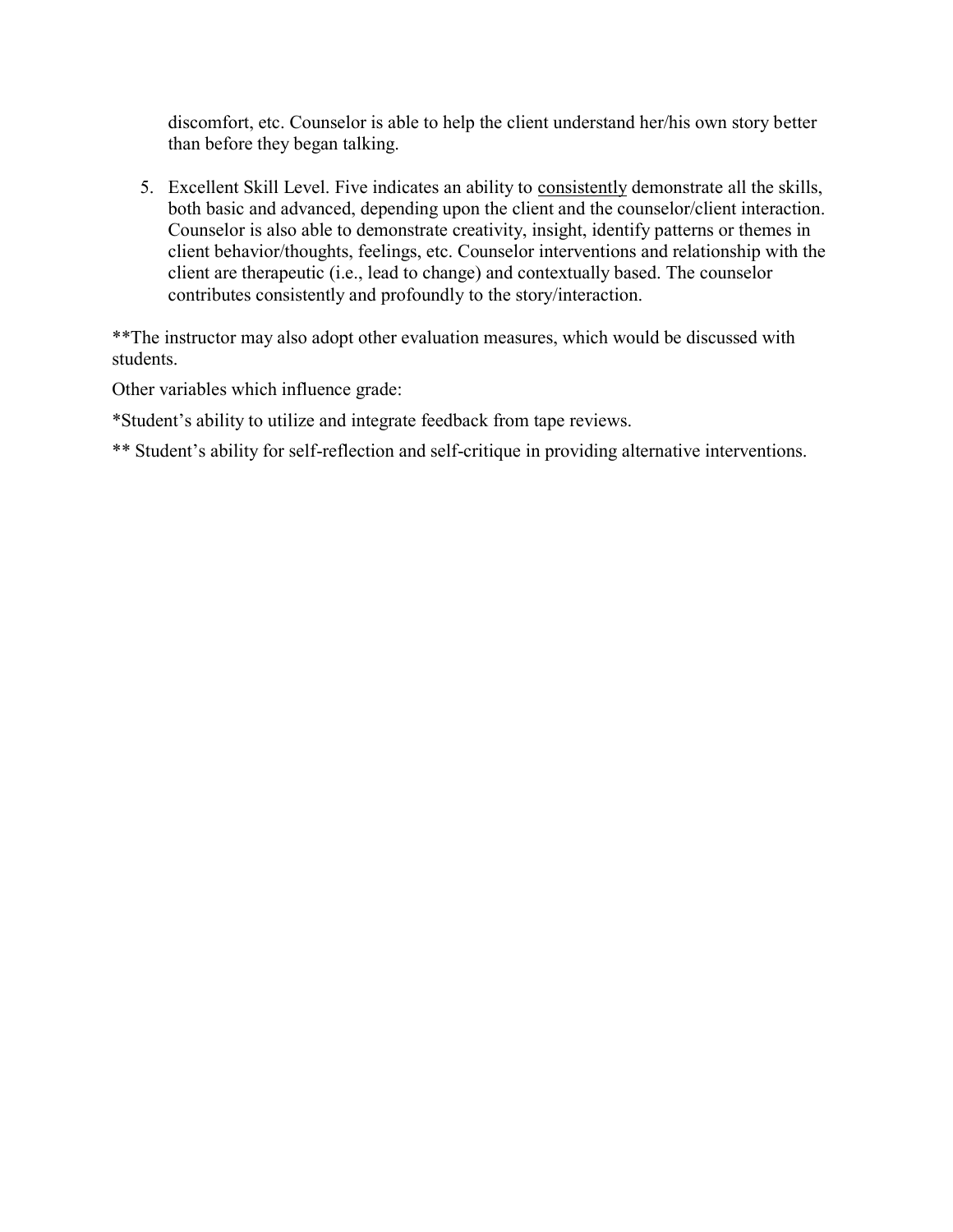discomfort, etc. Counselor is able to help the client understand her/his own story better than before they began talking.

5. Excellent Skill Level. Five indicates an ability to <u>consistently</u> demonstrate all the skills, both basic and advanced, depending upon the client and the counselor/client interaction. Counselor is also able to demonstrate creativity, insight, identify patterns or themes in client behavior/thoughts, feelings, etc. Counselor interventions and relationship with the client are therapeutic (i.e., lead to change) and contextually based. The counselor contributes consistently and profoundly to the story/interaction.

**The instructor may also adopt other evaluation measures, which would be discussed with students.

Other variables which influence grade:

*Student's ability to utilize and integrate feedback from tape reviews.

** Student's ability for self-reflection and self-critique in providing alternative interventions.